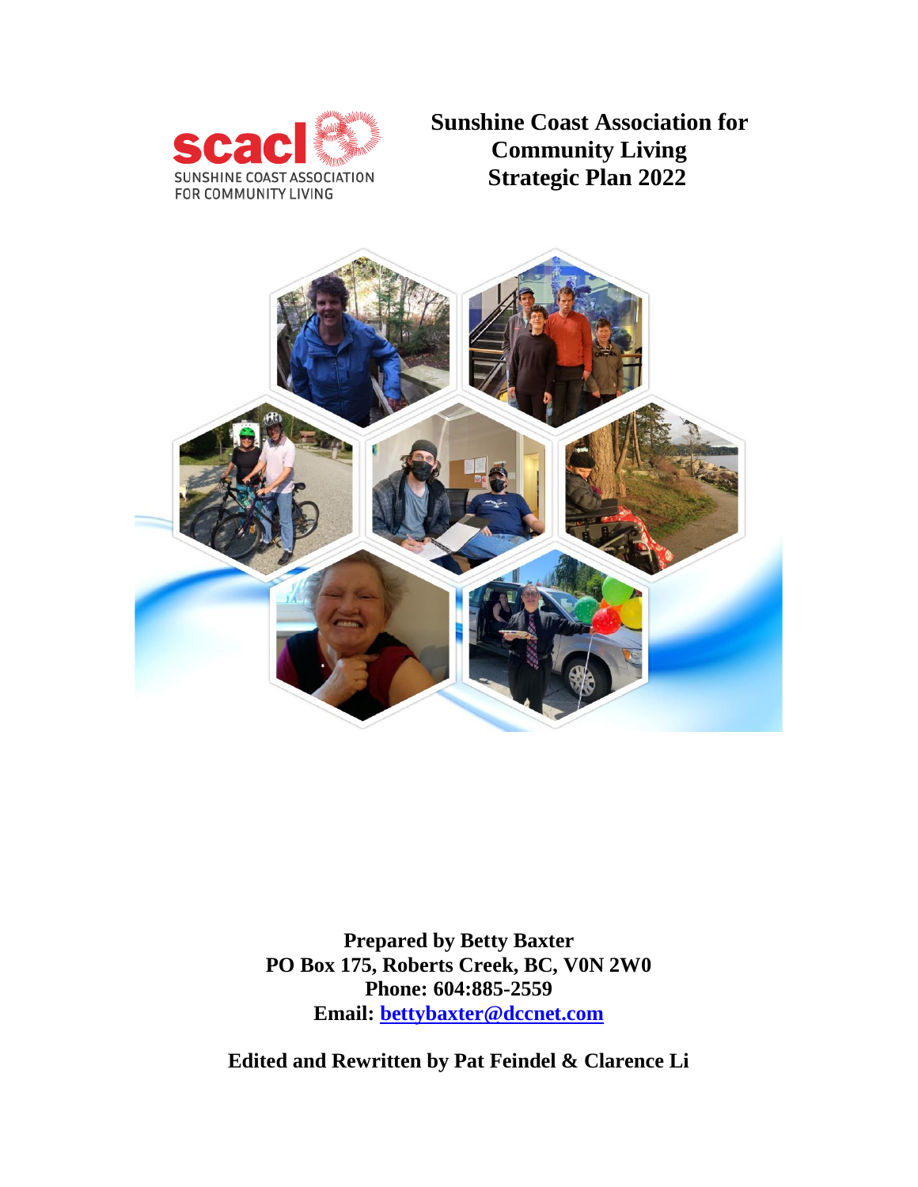# Sunshine Coast Association for Community Living Strategic Plan 2022

**Prepared by Betty Baxter**
**PO Box 175, Roberts Creek, BC, V0N 2W0**
**Phone: 604:885-2559**
**Email: bettybaxter@dccnet.com**

**Edited and Rewritten by Pat Feindel & Clarence Li**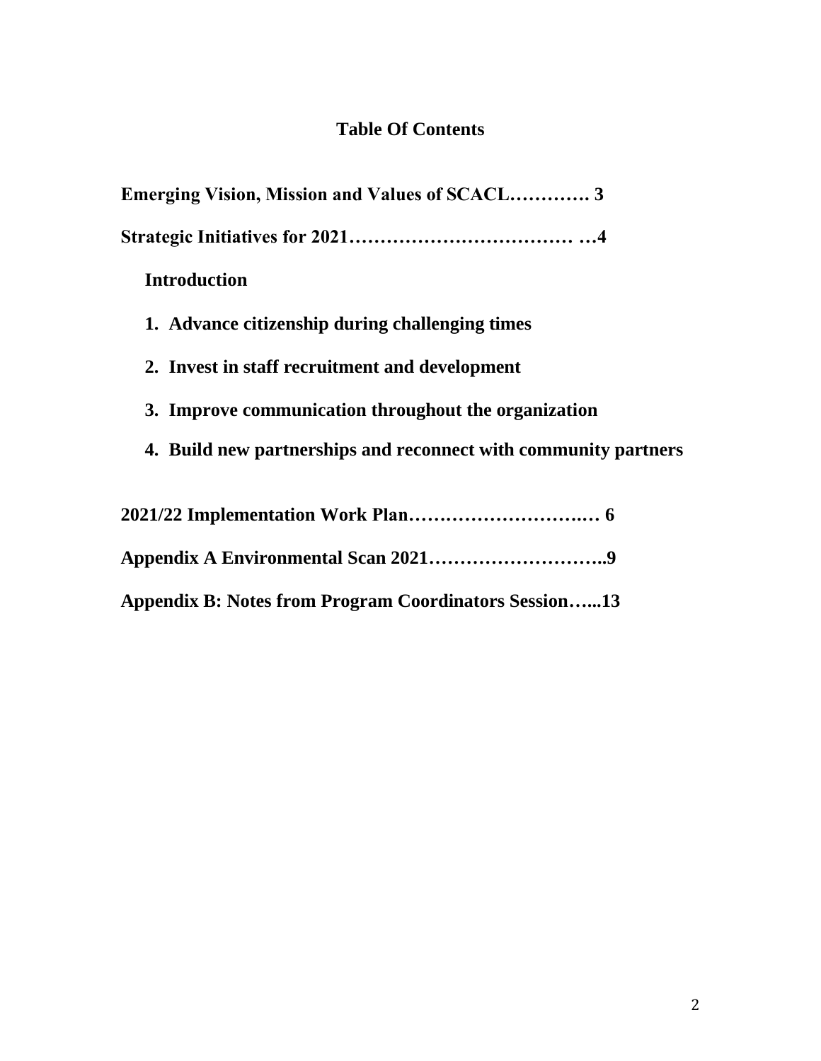## Table Of Contents

**Emerging Vision, Mission and Values of SCACL…………. 3**

**Strategic Initiatives for 2021……………………………… …4**

**Introduction**

1. **Advance citizenship during challenging times**
2. **Invest in staff recruitment and development**
3. **Improve communication throughout the organization**
4. **Build new partnerships and reconnect with community partners**

**2021/22 Implementation Work Plan…….…………………..… 6**

**Appendix A Environmental Scan 2021………………………..9**

**Appendix B: Notes from Program Coordinators Session…...13**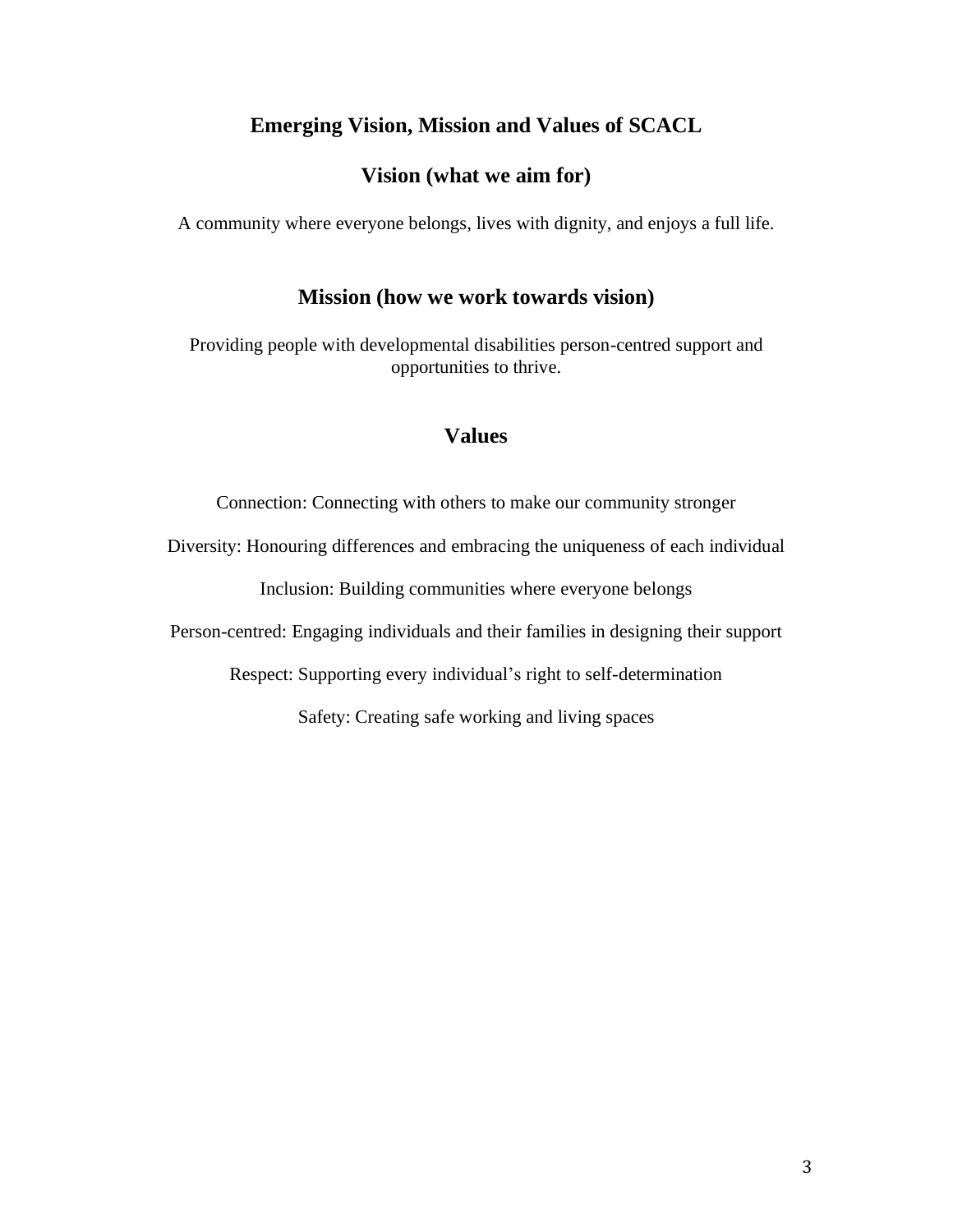## Emerging Vision, Mission and Values of SCACL

### Vision (what we aim for)

A community where everyone belongs, lives with dignity, and enjoys a full life.

### Mission (how we work towards vision)

Providing people with developmental disabilities person-centred support and opportunities to thrive.

### Values

Connection: Connecting with others to make our community stronger

Diversity: Honouring differences and embracing the uniqueness of each individual

Inclusion: Building communities where everyone belongs

Person-centred: Engaging individuals and their families in designing their support

Respect: Supporting every individual's right to self-determination

Safety: Creating safe working and living spaces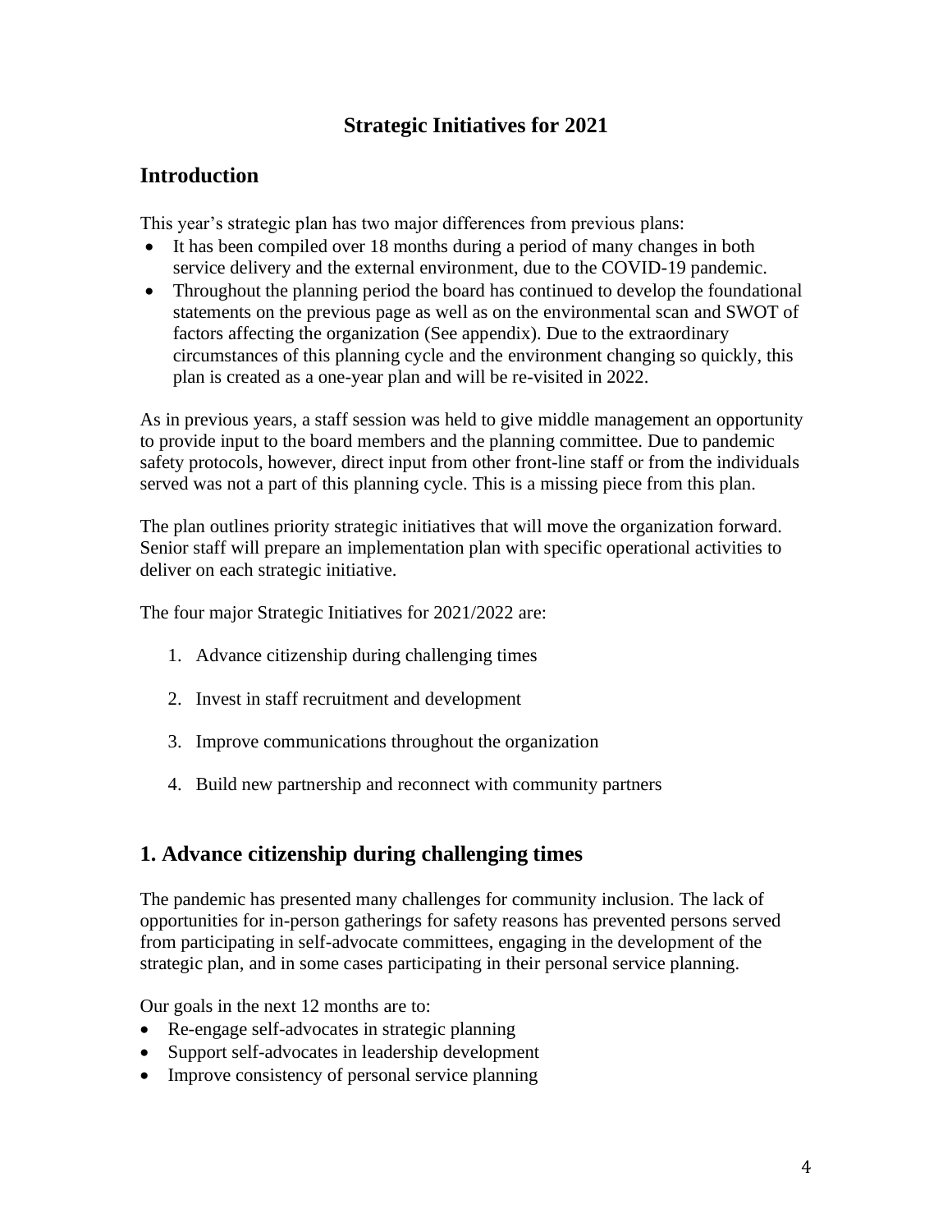# Strategic Initiatives for 2021

## Introduction

This year's strategic plan has two major differences from previous plans:

- It has been compiled over 18 months during a period of many changes in both service delivery and the external environment, due to the COVID-19 pandemic.
- Throughout the planning period the board has continued to develop the foundational statements on the previous page as well as on the environmental scan and SWOT of factors affecting the organization (See appendix). Due to the extraordinary circumstances of this planning cycle and the environment changing so quickly, this plan is created as a one-year plan and will be re-visited in 2022.

As in previous years, a staff session was held to give middle management an opportunity to provide input to the board members and the planning committee. Due to pandemic safety protocols, however, direct input from other front-line staff or from the individuals served was not a part of this planning cycle. This is a missing piece from this plan.

The plan outlines priority strategic initiatives that will move the organization forward. Senior staff will prepare an implementation plan with specific operational activities to deliver on each strategic initiative.

The four major Strategic Initiatives for 2021/2022 are:

1. Advance citizenship during challenging times
2. Invest in staff recruitment and development
3. Improve communications throughout the organization
4. Build new partnership and reconnect with community partners

## 1. Advance citizenship during challenging times

The pandemic has presented many challenges for community inclusion. The lack of opportunities for in-person gatherings for safety reasons has prevented persons served from participating in self-advocate committees, engaging in the development of the strategic plan, and in some cases participating in their personal service planning.

Our goals in the next 12 months are to:

- Re-engage self-advocates in strategic planning
- Support self-advocates in leadership development
- Improve consistency of personal service planning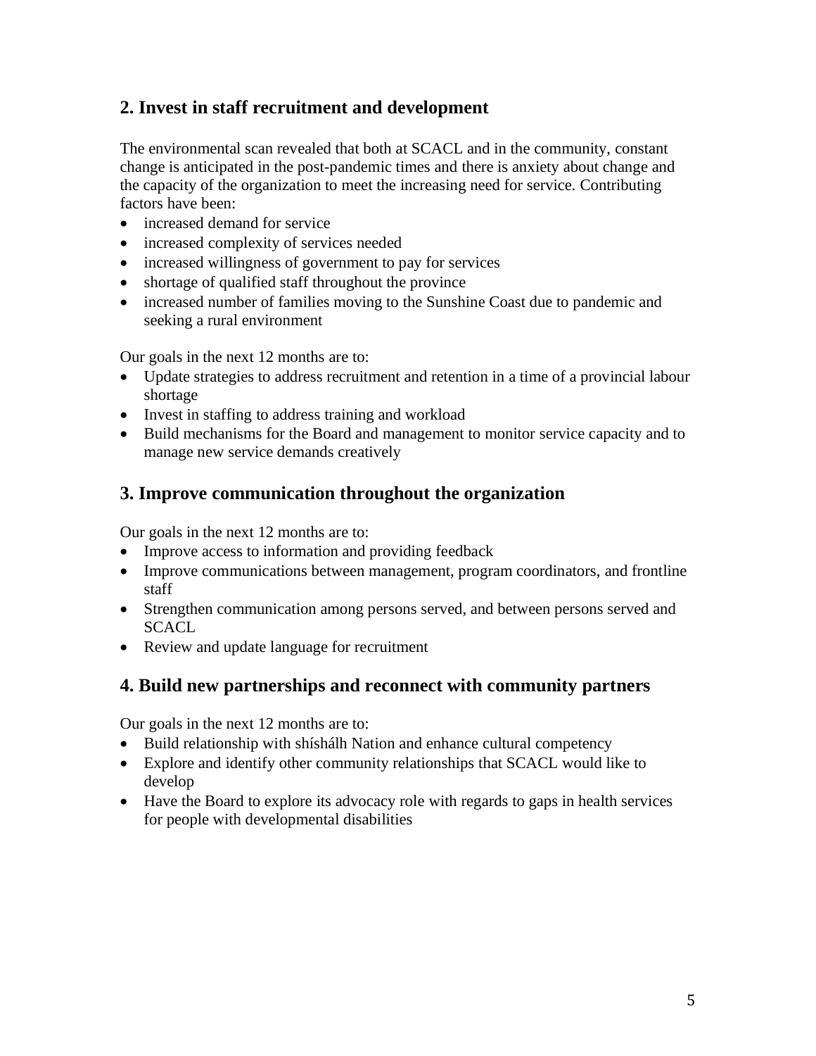## 2. Invest in staff recruitment and development

The environmental scan revealed that both at SCACL and in the community, constant change is anticipated in the post-pandemic times and there is anxiety about change and the capacity of the organization to meet the increasing need for service. Contributing factors have been:

- increased demand for service
- increased complexity of services needed
- increased willingness of government to pay for services
- shortage of qualified staff throughout the province
- increased number of families moving to the Sunshine Coast due to pandemic and seeking a rural environment

Our goals in the next 12 months are to:

- Update strategies to address recruitment and retention in a time of a provincial labour shortage
- Invest in staffing to address training and workload
- Build mechanisms for the Board and management to monitor service capacity and to manage new service demands creatively

## 3. Improve communication throughout the organization

Our goals in the next 12 months are to:

- Improve access to information and providing feedback
- Improve communications between management, program coordinators, and frontline staff
- Strengthen communication among persons served, and between persons served and SCACL
- Review and update language for recruitment

## 4. Build new partnerships and reconnect with community partners

Our goals in the next 12 months are to:

- Build relationship with shíshálh Nation and enhance cultural competency
- Explore and identify other community relationships that SCACL would like to develop
- Have the Board to explore its advocacy role with regards to gaps in health services for people with developmental disabilities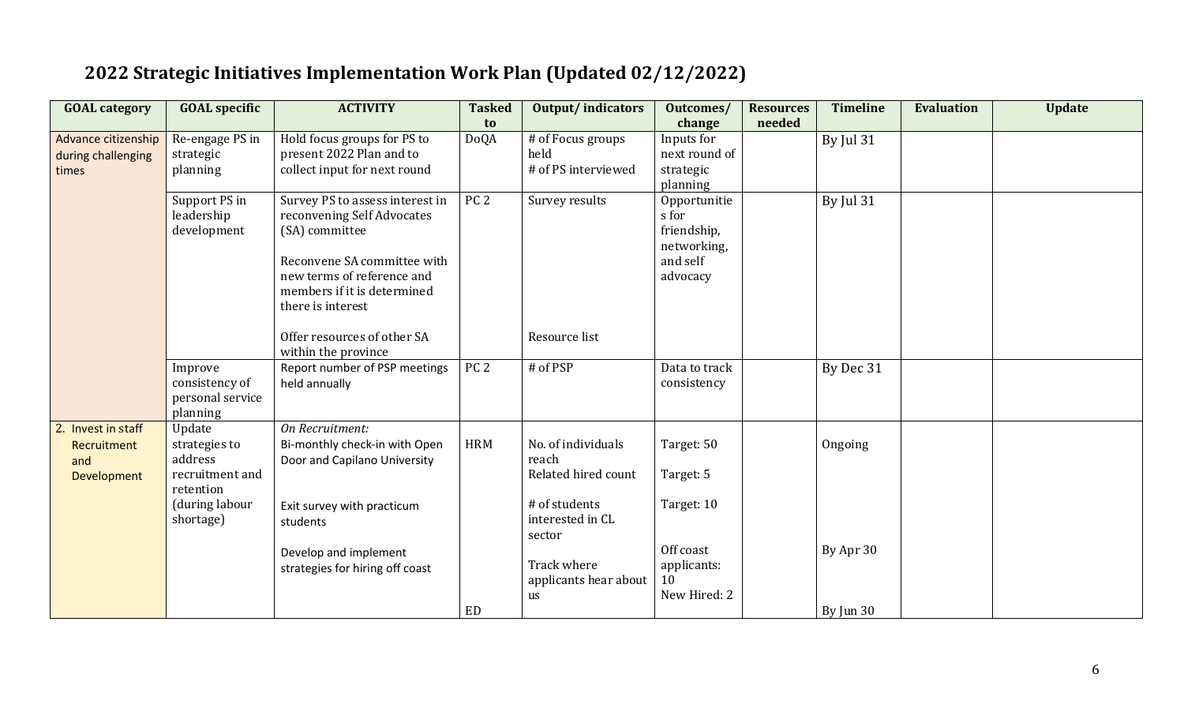# 2022 Strategic Initiatives Implementation Work Plan (Updated 02/12/2022)

| GOAL category | GOAL specific | ACTIVITY | Tasked to | Output/ indicators | Outcomes/ change | Resources needed | Timeline | Evaluation | Update |
|---|---|---|---|---|---|---|---|---|---|
| Advance citizenship during challenging times | Re-engage PS in strategic planning | Hold focus groups for PS to present 2022 Plan and to collect input for next round | DoQA | # of Focus groups held<br># of PS interviewed | Inputs for next round of strategic planning | | By Jul 31 | | |
| | Support PS in leadership development | Survey PS to assess interest in reconvening Self Advocates (SA) committee<br><br>Reconvene SA committee with new terms of reference and members if it is determined there is interest<br><br>Offer resources of other SA within the province | PC 2 | Survey results<br><br>Resource list | Opportunities for friendship, networking, and self advocacy | | By Jul 31 | | |
| | Improve consistency of personal service planning | Report number of PSP meetings held annually | PC 2 | # of PSP | Data to track consistency | | By Dec 31 | | |
| 2. Invest in staff Recruitment and Development | Update strategies to address recruitment and retention (during labour shortage) | *On Recruitment:*<br>Bi-monthly check-in with Open Door and Capilano University<br><br>Exit survey with practicum students<br><br>Develop and implement strategies for hiring off coast | HRM<br><br>ED | No. of individuals reach<br>Related hired count<br><br># of students interested in CL sector<br><br>Track where applicants hear about us | Target: 50<br>Target: 5<br><br>Target: 10<br><br>Off coast applicants: 10<br>New Hired: 2 | | Ongoing<br><br>By Apr 30<br><br>By Jun 30 | | |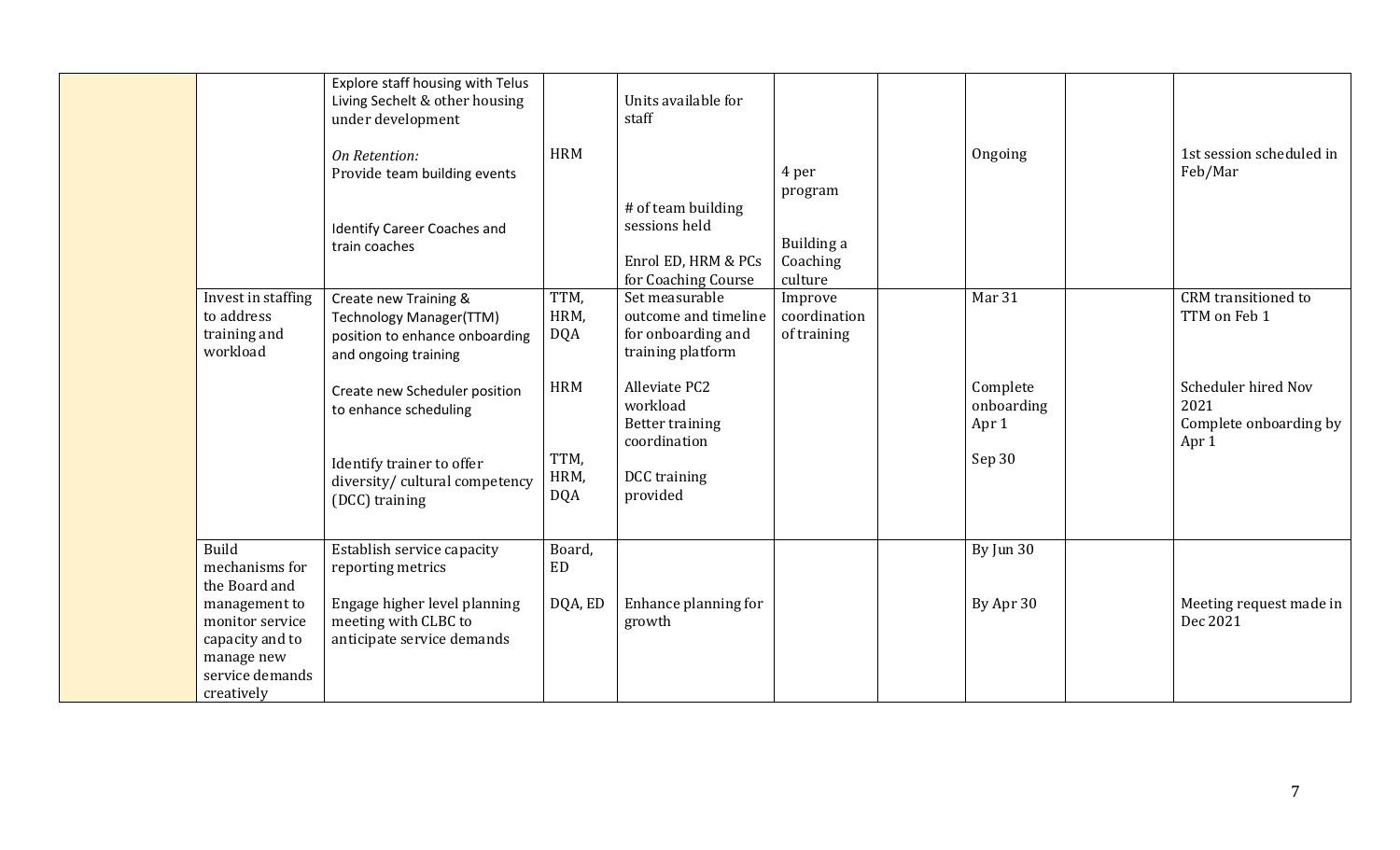| | | | | | | | | | |
|---|---|---|---|---|---|---|---|---|---|
| | | Explore staff housing with Telus Living Sechelt & other housing under development<br><br>*On Retention:*<br>Provide team building events<br><br>Identify Career Coaches and train coaches | HRM | Units available for staff<br><br># of team building sessions held<br><br>Enrol ED, HRM & PCs for Coaching Course | 4 per program<br><br>Building a Coaching culture | | Ongoing | | 1st session scheduled in Feb/Mar |
| | Invest in staffing to address training and workload | Create new Training & Technology Manager(TTM) position to enhance onboarding and ongoing training<br><br>Create new Scheduler position to enhance scheduling<br><br>Identify trainer to offer diversity/ cultural competency (DCC) training | TTM, HRM, DQA<br><br>HRM<br><br>TTM, HRM, DQA | Set measurable outcome and timeline for onboarding and training platform<br><br>Alleviate PC2 workload<br>Better training coordination<br><br>DCC training provided | Improve coordination of training | | Mar 31<br><br>Complete onboarding Apr 1<br><br>Sep 30 | | CRM transitioned to TTM on Feb 1<br><br>Scheduler hired Nov 2021<br>Complete onboarding by Apr 1 |
| | Build mechanisms for the Board and management to monitor service capacity and to manage new service demands creatively | Establish service capacity reporting metrics<br><br>Engage higher level planning meeting with CLBC to anticipate service demands | Board, ED<br><br>DQA, ED | Enhance planning for growth | | | By Jun 30<br><br>By Apr 30 | | Meeting request made in Dec 2021 |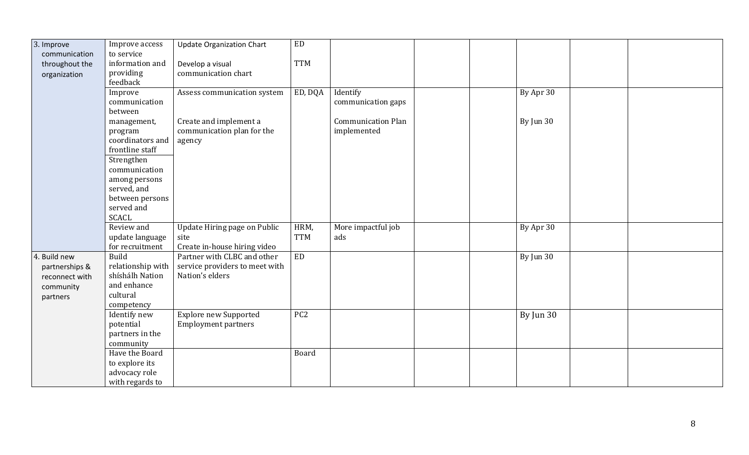| | | | | | | | | | |
|---|---|---|---|---|---|---|---|---|---|
| 3. Improve communication throughout the organization | Improve access to service information and providing feedback | Update Organization Chart<br><br>Develop a visual communication chart | ED<br><br>TTM | | | | | | |
| | Improve communication between management, program coordinators and frontline staff | Assess communication system<br><br>Create and implement a communication plan for the agency | ED, DQA | Identify communication gaps<br><br>Communication Plan implemented | | | By Apr 30<br><br>By Jun 30 | | |
| | Strengthen communication among persons served, and between persons served and SCACL | | | | | | | | |
| | Review and update language for recruitment | Update Hiring page on Public site<br>Create in-house hiring video | HRM, TTM | More impactful job ads | | | By Apr 30 | | |
| 4. Build new partnerships & reconnect with community partners | Build relationship with shíshálh Nation and enhance cultural competency | Partner with CLBC and other service providers to meet with Nation's elders | ED | | | | By Jun 30 | | |
| | Identify new potential partners in the community | Explore new Supported Employment partners | PC2 | | | | By Jun 30 | | |
| | Have the Board to explore its advocacy role with regards to | | Board | | | | | | |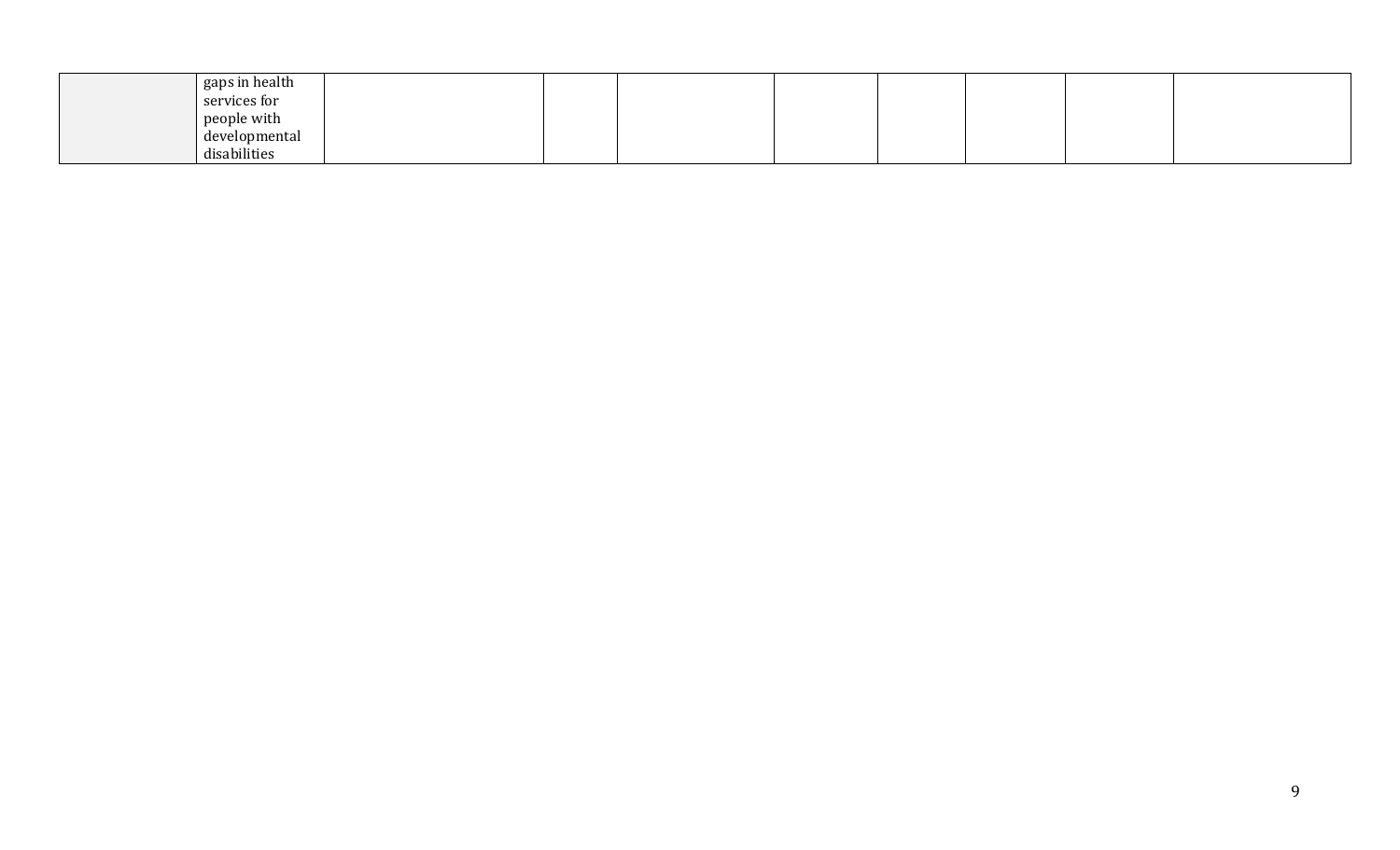| | gaps in health services for people with developmental disabilities | | | | | | | | |
|---|---|---|---|---|---|---|---|---|---|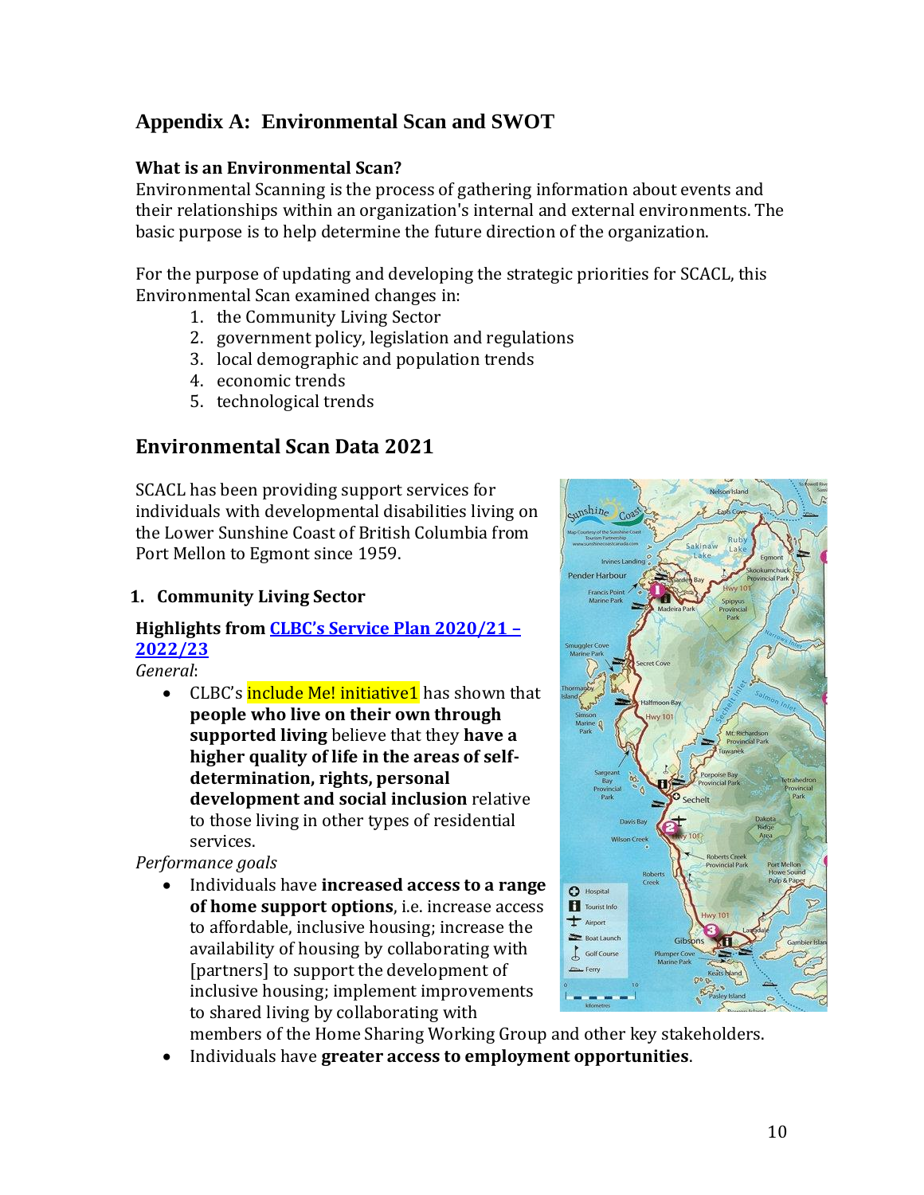## Appendix A: Environmental Scan and SWOT

**What is an Environmental Scan?**
Environmental Scanning is the process of gathering information about events and their relationships within an organization's internal and external environments. The basic purpose is to help determine the future direction of the organization.

For the purpose of updating and developing the strategic priorities for SCACL, this Environmental Scan examined changes in:

1. the Community Living Sector
2. government policy, legislation and regulations
3. local demographic and population trends
4. economic trends
5. technological trends

## Environmental Scan Data 2021

SCACL has been providing support services for individuals with developmental disabilities living on the Lower Sunshine Coast of British Columbia from Port Mellon to Egmont since 1959.

### 1. Community Living Sector

**Highlights from [CLBC's Service Plan 2020/21 – 2022/23](#)**

*General*:

- CLBC's include Me! initiative1 has shown that **people who live on their own through supported living** believe that they **have a higher quality of life in the areas of self-determination, rights, personal development and social inclusion** relative to those living in other types of residential services.

*Performance goals*

- Individuals have **increased access to a range of home support options**, i.e. increase access to affordable, inclusive housing; increase the availability of housing by collaborating with [partners] to support the development of inclusive housing; implement improvements to shared living by collaborating with members of the Home Sharing Working Group and other key stakeholders.
- Individuals have **greater access to employment opportunities**.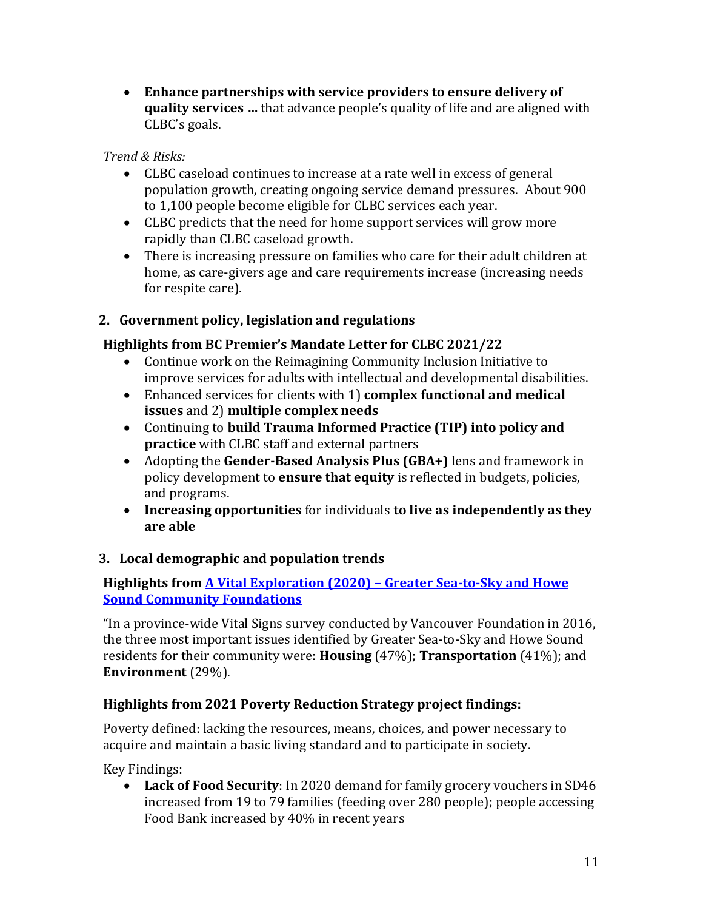- **Enhance partnerships with service providers to ensure delivery of quality services …** that advance people's quality of life and are aligned with CLBC's goals.

*Trend & Risks:*

- CLBC caseload continues to increase at a rate well in excess of general population growth, creating ongoing service demand pressures. About 900 to 1,100 people become eligible for CLBC services each year.
- CLBC predicts that the need for home support services will grow more rapidly than CLBC caseload growth.
- There is increasing pressure on families who care for their adult children at home, as care-givers age and care requirements increase (increasing needs for respite care).

## 2. Government policy, legislation and regulations

### Highlights from BC Premier's Mandate Letter for CLBC 2021/22

- Continue work on the Reimagining Community Inclusion Initiative to improve services for adults with intellectual and developmental disabilities.
- Enhanced services for clients with 1) **complex functional and medical issues** and 2) **multiple complex needs**
- Continuing to **build Trauma Informed Practice (TIP) into policy and practice** with CLBC staff and external partners
- Adopting the **Gender-Based Analysis Plus (GBA+)** lens and framework in policy development to **ensure that equity** is reflected in budgets, policies, and programs.
- **Increasing opportunities** for individuals **to live as independently as they are able**

## 3. Local demographic and population trends

### Highlights from A Vital Exploration (2020) – Greater Sea-to-Sky and Howe Sound Community Foundations

"In a province-wide Vital Signs survey conducted by Vancouver Foundation in 2016, the three most important issues identified by Greater Sea-to-Sky and Howe Sound residents for their community were: **Housing** (47%); **Transportation** (41%); and **Environment** (29%).

### Highlights from 2021 Poverty Reduction Strategy project findings:

Poverty defined: lacking the resources, means, choices, and power necessary to acquire and maintain a basic living standard and to participate in society.

Key Findings:

- **Lack of Food Security**: In 2020 demand for family grocery vouchers in SD46 increased from 19 to 79 families (feeding over 280 people); people accessing Food Bank increased by 40% in recent years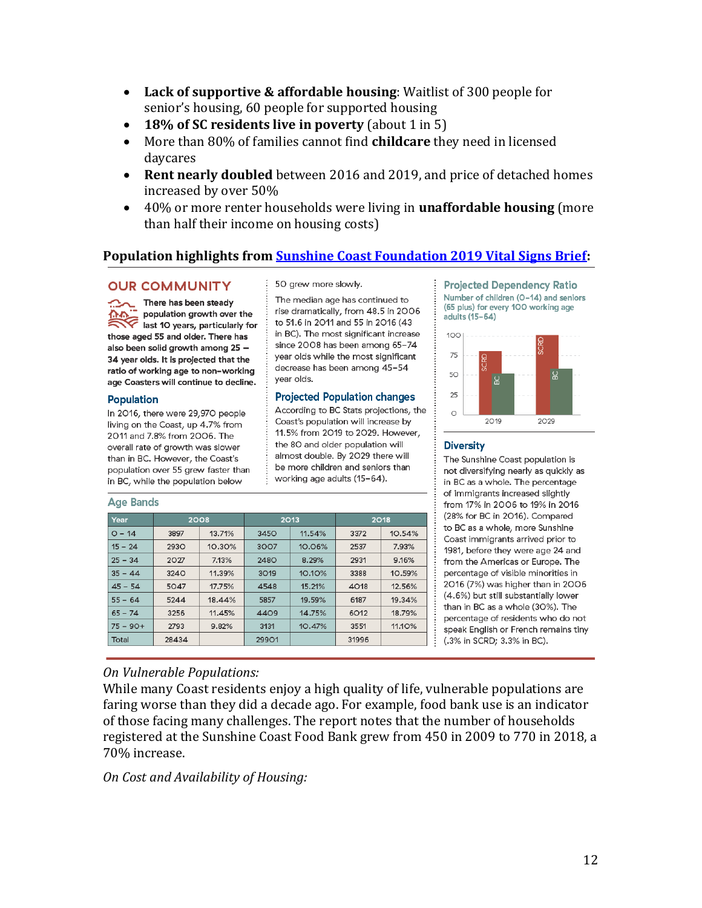- **Lack of supportive & affordable housing**: Waitlist of 300 people for senior's housing, 60 people for supported housing
- **18% of SC residents live in poverty** (about 1 in 5)
- More than 80% of families cannot find **childcare** they need in licensed daycares
- **Rent nearly doubled** between 2016 and 2019, and price of detached homes increased by over 50%
- 40% or more renter households were living in **unaffordable housing** (more than half their income on housing costs)

### Population highlights from [Sunshine Coast Foundation 2019 Vital Signs Brief](#):

## OUR COMMUNITY

**There has been steady population growth over the last 10 years, particularly for those aged 55 and older. There has also been solid growth among 25 – 34 year olds. It is projected that the ratio of working age to non-working age Coasters will continue to decline.**

### Population

In 2016, there were 29,970 people living on the Coast, up 4.7% from 2011 and 7.8% from 2006. The overall rate of growth was slower than in BC. However, the Coast's population over 55 grew faster than in BC, while the population below 50 grew more slowly.

The median age has continued to rise dramatically, from 48.5 in 2006 to 51.6 in 2011 and 55 in 2016 (43 in BC). The most significant increase since 2008 has been among 65–74 year olds while the most significant decrease has been among 45–54 year olds.

### Projected Population changes

According to BC Stats projections, the Coast's population will increase by 11.5% from 2019 to 2029. However, the 80 and older population will almost double. By 2029 there will be more children and seniors than working age adults (15–64).

### Age Bands

| Year | 2008 | | 2013 | | 2018 | |
|---|---|---|---|---|---|---|
| 0 – 14 | 3897 | 13.71% | 3450 | 11.54% | 3372 | 10.54% |
| 15 – 24 | 2930 | 10.30% | 3007 | 10.06% | 2537 | 7.93% |
| 25 – 34 | 2027 | 7.13% | 2480 | 8.29% | 2931 | 9.16% |
| 35 – 44 | 3240 | 11.39% | 3019 | 10.10% | 3388 | 10.59% |
| 45 – 54 | 5047 | 17.75% | 4548 | 15.21% | 4018 | 12.56% |
| 55 – 64 | 5244 | 18.44% | 5857 | 19.59% | 6187 | 19.34% |
| 65 – 74 | 3256 | 11.45% | 4409 | 14.75% | 6012 | 18.79% |
| 75 – 90+ | 2793 | 9.82% | 3131 | 10.47% | 3551 | 11.10% |
| Total | 28434 | | 29901 | | 31996 | |

### Projected Dependency Ratio

Number of children (0–14) and seniors (65 plus) for every 100 working age adults (15–64)

| | SCRD | BC |
|---|---|---|
| 2019 | ~80 | ~52 |
| 2029 | ~100 | ~58 |

### Diversity

The Sunshine Coast population is not diversifying nearly as quickly as in BC as a whole. The percentage of immigrants increased slightly from 17% in 2006 to 19% in 2016 (28% for BC in 2016). Compared to BC as a whole, more Sunshine Coast immigrants arrived prior to 1981, before they were age 24 and from the Americas or Europe. The percentage of visible minorities in 2016 (7%) was higher than in 2006 (4.6%) but still substantially lower than in BC as a whole (30%). The percentage of residents who do not speak English or French remains tiny (.3% in SCRD; 3.3% in BC).

*On Vulnerable Populations:*

While many Coast residents enjoy a high quality of life, vulnerable populations are faring worse than they did a decade ago. For example, food bank use is an indicator of those facing many challenges. The report notes that the number of households registered at the Sunshine Coast Food Bank grew from 450 in 2009 to 770 in 2018, a 70% increase.

*On Cost and Availability of Housing:*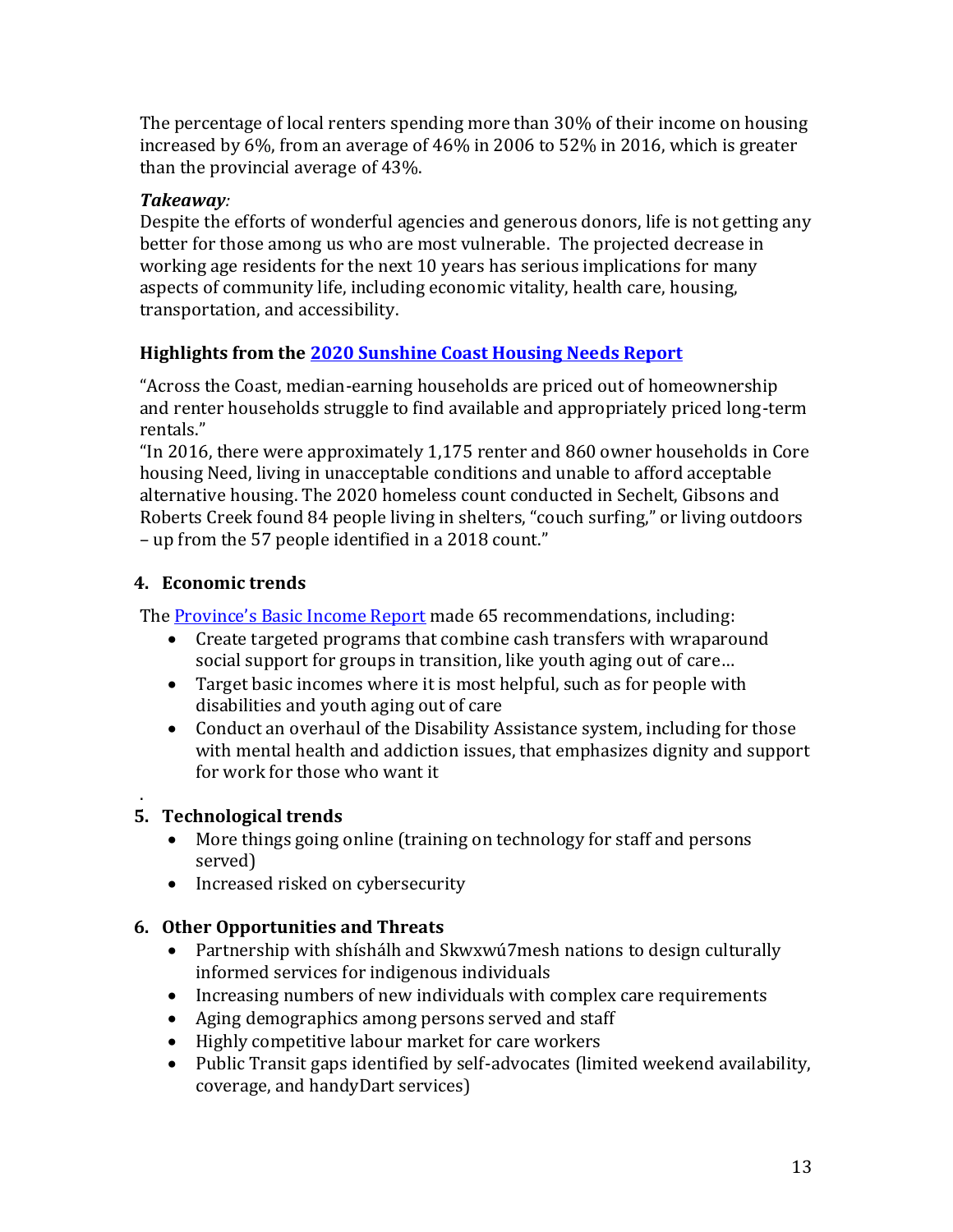The percentage of local renters spending more than 30% of their income on housing increased by 6%, from an average of 46% in 2006 to 52% in 2016, which is greater than the provincial average of 43%.

***Takeaway:***
Despite the efforts of wonderful agencies and generous donors, life is not getting any better for those among us who are most vulnerable. The projected decrease in working age residents for the next 10 years has serious implications for many aspects of community life, including economic vitality, health care, housing, transportation, and accessibility.

**Highlights from the 2020 Sunshine Coast Housing Needs Report**

"Across the Coast, median-earning households are priced out of homeownership and renter households struggle to find available and appropriately priced long-term rentals."
"In 2016, there were approximately 1,175 renter and 860 owner households in Core housing Need, living in unacceptable conditions and unable to afford acceptable alternative housing. The 2020 homeless count conducted in Sechelt, Gibsons and Roberts Creek found 84 people living in shelters, "couch surfing," or living outdoors – up from the 57 people identified in a 2018 count."

### 4. Economic trends

The Province's Basic Income Report made 65 recommendations, including:

- Create targeted programs that combine cash transfers with wraparound social support for groups in transition, like youth aging out of care…
- Target basic incomes where it is most helpful, such as for people with disabilities and youth aging out of care
- Conduct an overhaul of the Disability Assistance system, including for those with mental health and addiction issues, that emphasizes dignity and support for work for those who want it

.

### 5. Technological trends

- More things going online (training on technology for staff and persons served)
- Increased risked on cybersecurity

### 6. Other Opportunities and Threats

- Partnership with shíshálh and Skwxwú7mesh nations to design culturally informed services for indigenous individuals
- Increasing numbers of new individuals with complex care requirements
- Aging demographics among persons served and staff
- Highly competitive labour market for care workers
- Public Transit gaps identified by self-advocates (limited weekend availability, coverage, and handyDart services)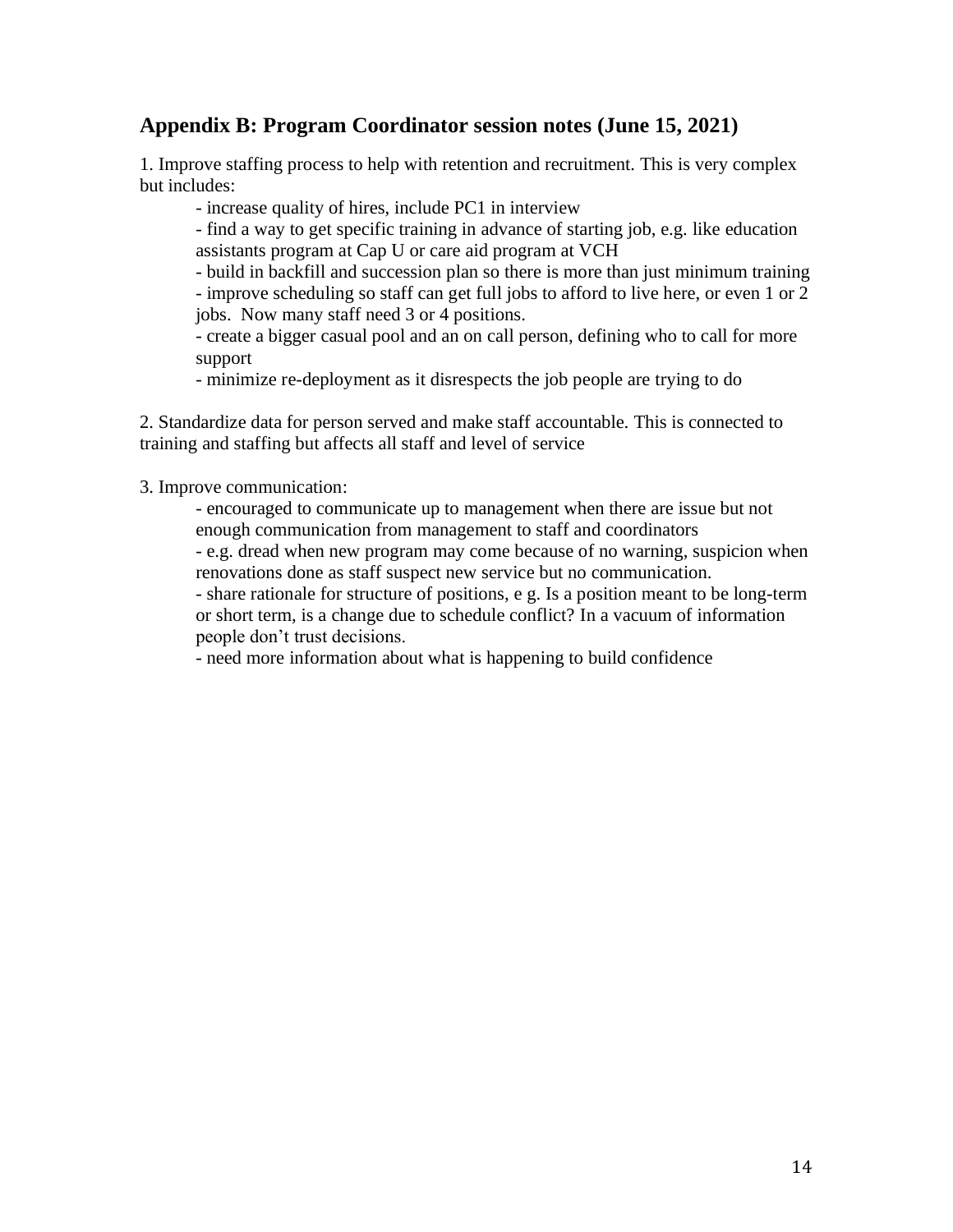## Appendix B: Program Coordinator session notes (June 15, 2021)

1. Improve staffing process to help with retention and recruitment. This is very complex but includes:
   - increase quality of hires, include PC1 in interview
   - find a way to get specific training in advance of starting job, e.g. like education assistants program at Cap U or care aid program at VCH
   - build in backfill and succession plan so there is more than just minimum training
   - improve scheduling so staff can get full jobs to afford to live here, or even 1 or 2 jobs. Now many staff need 3 or 4 positions.
   - create a bigger casual pool and an on call person, defining who to call for more support
   - minimize re-deployment as it disrespects the job people are trying to do

2. Standardize data for person served and make staff accountable. This is connected to training and staffing but affects all staff and level of service

3. Improve communication:
   - encouraged to communicate up to management when there are issue but not enough communication from management to staff and coordinators
   - e.g. dread when new program may come because of no warning, suspicion when renovations done as staff suspect new service but no communication.
   - share rationale for structure of positions, e g. Is a position meant to be long-term or short term, is a change due to schedule conflict? In a vacuum of information people don't trust decisions.
   - need more information about what is happening to build confidence